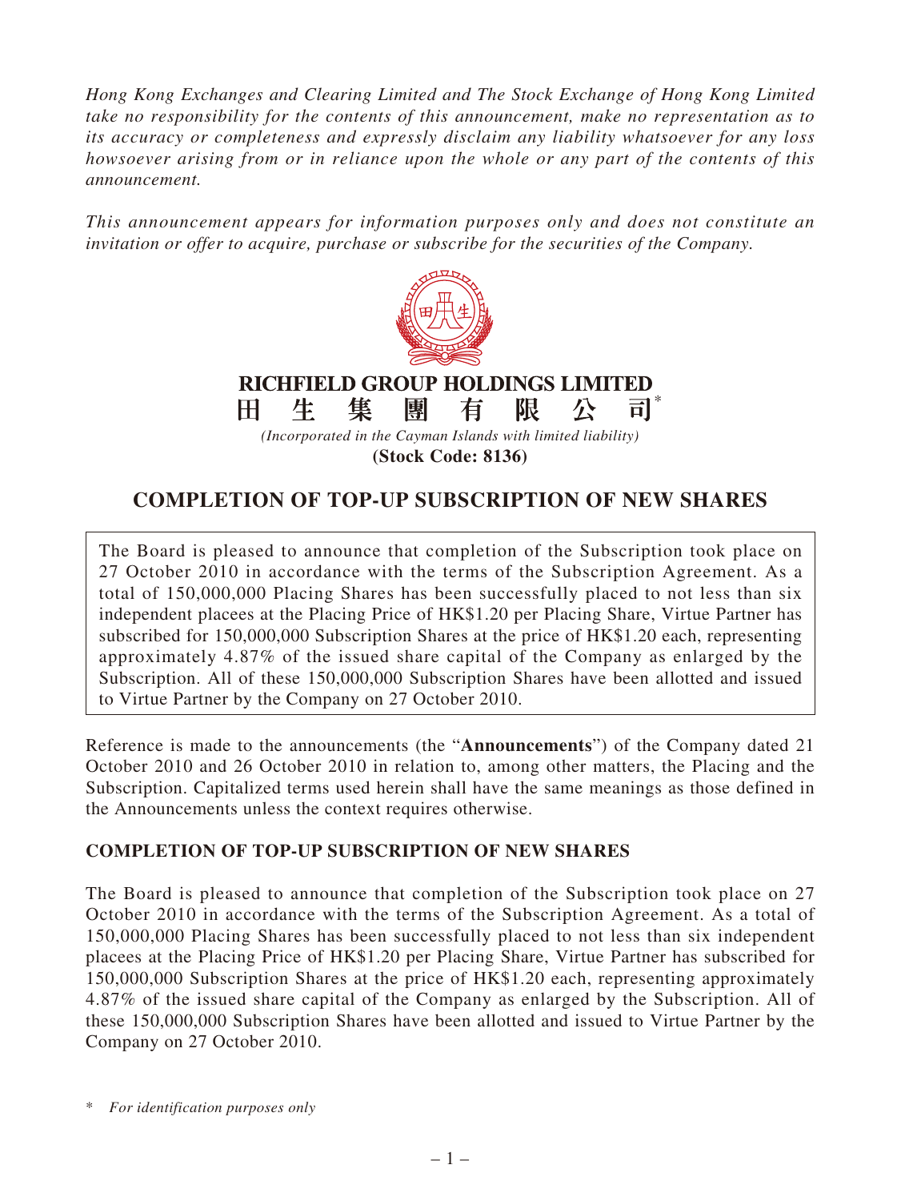*Hong Kong Exchanges and Clearing Limited and The Stock Exchange of Hong Kong Limited take no responsibility for the contents of this announcement, make no representation as to its accuracy or completeness and expressly disclaim any liability whatsoever for any loss howsoever arising from or in reliance upon the whole or any part of the contents of this announcement.*

*This announcement appears for information purposes only and does not constitute an invitation or offer to acquire, purchase or subscribe for the securities of the Company.*

**RICHFIELD GROUP HOLDINGS LIMITED**

**田生集團有限公司***

*(Incorporated in the Cayman Islands with limited liability)*

**(Stock Code: 8136)**

# COMPLETION OF TOP-UP SUBSCRIPTION OF NEW SHARES

The Board is pleased to announce that completion of the Subscription took place on 27 October 2010 in accordance with the terms of the Subscription Agreement. As a total of 150,000,000 Placing Shares has been successfully placed to not less than six independent placees at the Placing Price of HK$1.20 per Placing Share, Virtue Partner has subscribed for 150,000,000 Subscription Shares at the price of HK$1.20 each, representing approximately 4.87% of the issued share capital of the Company as enlarged by the Subscription. All of these 150,000,000 Subscription Shares have been allotted and issued to Virtue Partner by the Company on 27 October 2010.

Reference is made to the announcements (the "**Announcements**") of the Company dated 21 October 2010 and 26 October 2010 in relation to, among other matters, the Placing and the Subscription. Capitalized terms used herein shall have the same meanings as those defined in the Announcements unless the context requires otherwise.

## COMPLETION OF TOP-UP SUBSCRIPTION OF NEW SHARES

The Board is pleased to announce that completion of the Subscription took place on 27 October 2010 in accordance with the terms of the Subscription Agreement. As a total of 150,000,000 Placing Shares has been successfully placed to not less than six independent placees at the Placing Price of HK$1.20 per Placing Share, Virtue Partner has subscribed for 150,000,000 Subscription Shares at the price of HK$1.20 each, representing approximately 4.87% of the issued share capital of the Company as enlarged by the Subscription. All of these 150,000,000 Subscription Shares have been allotted and issued to Virtue Partner by the Company on 27 October 2010.

\* *For identification purposes only*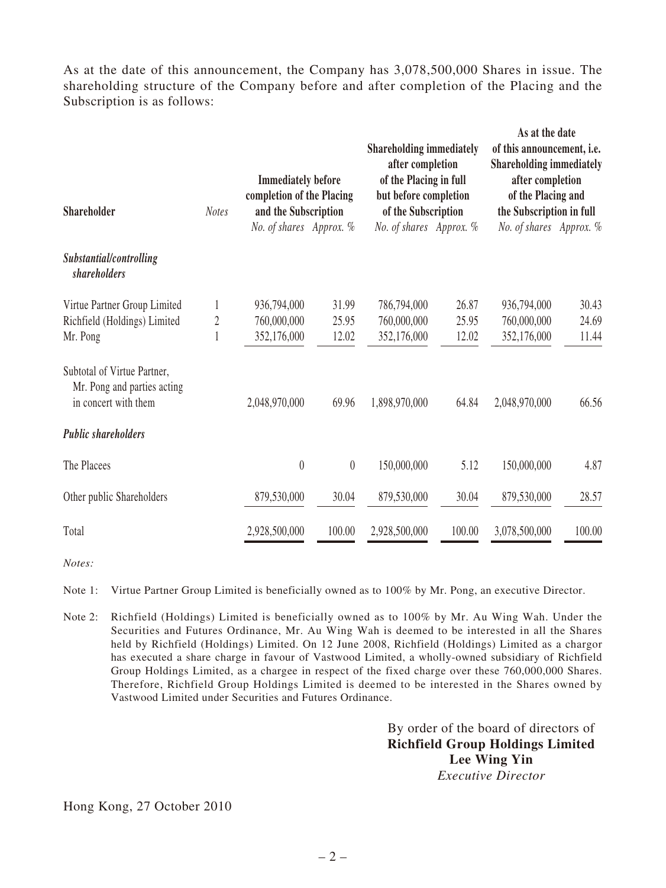As at the date of this announcement, the Company has 3,078,500,000 Shares in issue. The shareholding structure of the Company before and after completion of the Placing and the Subscription is as follows:

| Shareholder | Notes | Immediately before completion of the Placing and the Subscription | | Shareholding immediately after completion of the Placing in full but before completion of the Subscription | | As at the date of this announcement, i.e. Shareholding immediately after completion of the Placing and the Subscription in full | |
|---|---|---|---|---|---|---|---|
| | | *No. of shares* | *Approx. %* | *No. of shares* | *Approx. %* | *No. of shares* | *Approx. %* |
| ***Substantial/controlling shareholders*** | | | | | | | |
| Virtue Partner Group Limited | 1 | 936,794,000 | 31.99 | 786,794,000 | 26.87 | 936,794,000 | 30.43 |
| Richfield (Holdings) Limited | 2 | 760,000,000 | 25.95 | 760,000,000 | 25.95 | 760,000,000 | 24.69 |
| Mr. Pong | 1 | 352,176,000 | 12.02 | 352,176,000 | 12.02 | 352,176,000 | 11.44 |
| Subtotal of Virtue Partner, Mr. Pong and parties acting in concert with them | | 2,048,970,000 | 69.96 | 1,898,970,000 | 64.84 | 2,048,970,000 | 66.56 |
| ***Public shareholders*** | | | | | | | |
| The Placees | | 0 | 0 | 150,000,000 | 5.12 | 150,000,000 | 4.87 |
| Other public Shareholders | | 879,530,000 | 30.04 | 879,530,000 | 30.04 | 879,530,000 | 28.57 |
| Total | | 2,928,500,000 | 100.00 | 2,928,500,000 | 100.00 | 3,078,500,000 | 100.00 |

*Notes:*

Note 1: Virtue Partner Group Limited is beneficially owned as to 100% by Mr. Pong, an executive Director.

Note 2: Richfield (Holdings) Limited is beneficially owned as to 100% by Mr. Au Wing Wah. Under the Securities and Futures Ordinance, Mr. Au Wing Wah is deemed to be interested in all the Shares held by Richfield (Holdings) Limited. On 12 June 2008, Richfield (Holdings) Limited as a chargor has executed a share charge in favour of Vastwood Limited, a wholly-owned subsidiary of Richfield Group Holdings Limited, as a chargee in respect of the fixed charge over these 760,000,000 Shares. Therefore, Richfield Group Holdings Limited is deemed to be interested in the Shares owned by Vastwood Limited under Securities and Futures Ordinance.

By order of the board of directors of
**Richfield Group Holdings Limited**
**Lee Wing Yin**
*Executive Director*

Hong Kong, 27 October 2010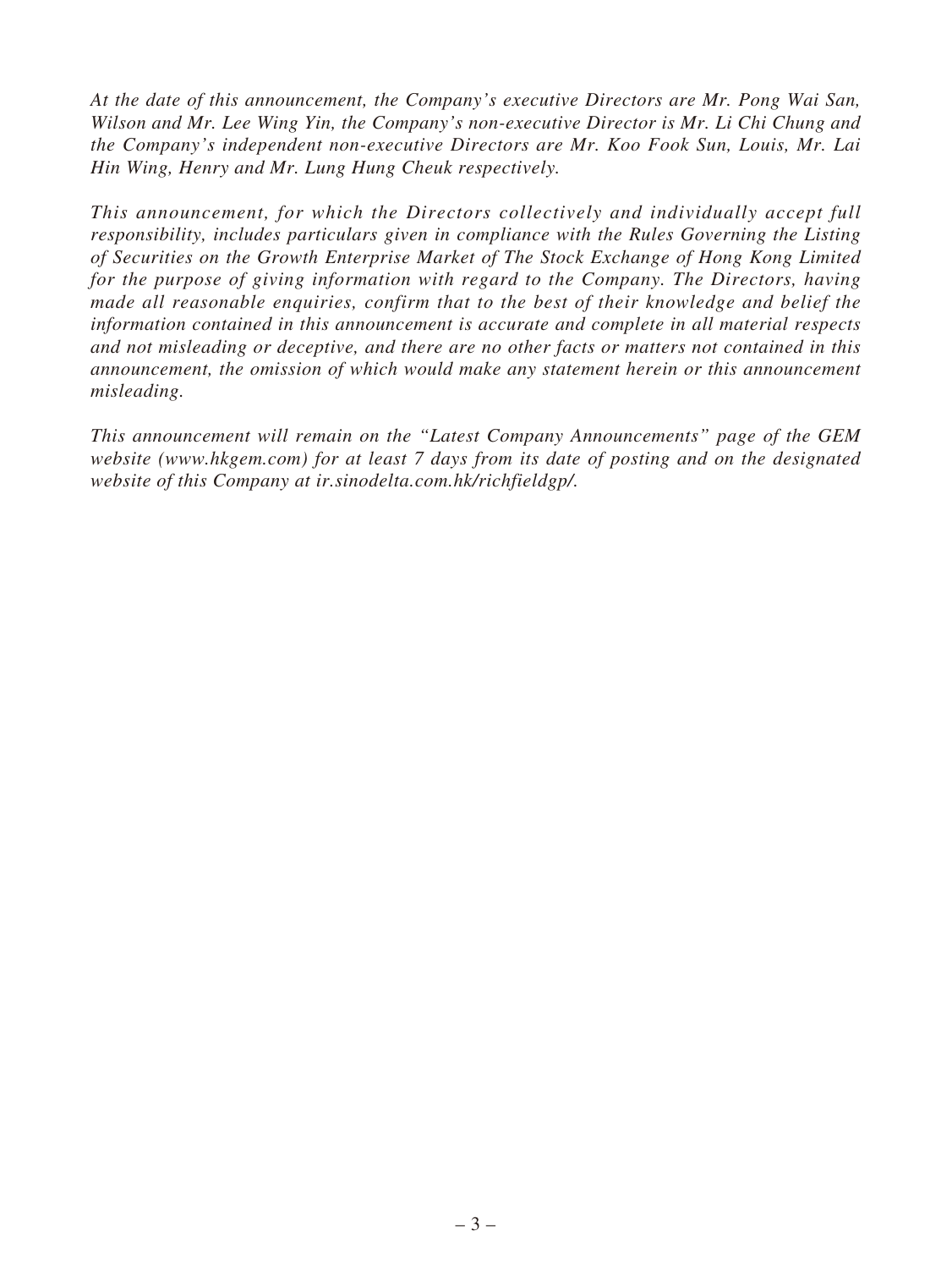*At the date of this announcement, the Company's executive Directors are Mr. Pong Wai San, Wilson and Mr. Lee Wing Yin, the Company's non-executive Director is Mr. Li Chi Chung and the Company's independent non-executive Directors are Mr. Koo Fook Sun, Louis, Mr. Lai Hin Wing, Henry and Mr. Lung Hung Cheuk respectively.*

*This announcement, for which the Directors collectively and individually accept full responsibility, includes particulars given in compliance with the Rules Governing the Listing of Securities on the Growth Enterprise Market of The Stock Exchange of Hong Kong Limited for the purpose of giving information with regard to the Company. The Directors, having made all reasonable enquiries, confirm that to the best of their knowledge and belief the information contained in this announcement is accurate and complete in all material respects and not misleading or deceptive, and there are no other facts or matters not contained in this announcement, the omission of which would make any statement herein or this announcement misleading.*

*This announcement will remain on the "Latest Company Announcements" page of the GEM website (www.hkgem.com) for at least 7 days from its date of posting and on the designated website of this Company at ir.sinodelta.com.hk/richfieldgp/.*